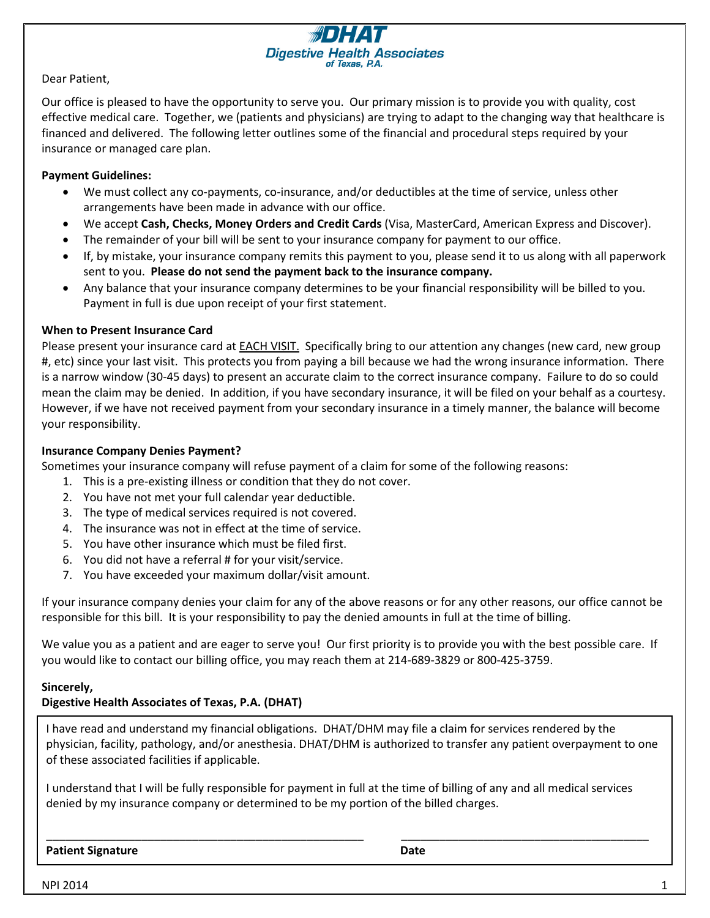**DHAT**
**Digestive Health Associates of Texas, P.A.**

Dear Patient,

Our office is pleased to have the opportunity to serve you. Our primary mission is to provide you with quality, cost effective medical care. Together, we (patients and physicians) are trying to adapt to the changing way that healthcare is financed and delivered. The following letter outlines some of the financial and procedural steps required by your insurance or managed care plan.

**Payment Guidelines:**

- We must collect any co-payments, co-insurance, and/or deductibles at the time of service, unless other arrangements have been made in advance with our office.
- We accept **Cash, Checks, Money Orders and Credit Cards** (Visa, MasterCard, American Express and Discover).
- The remainder of your bill will be sent to your insurance company for payment to our office.
- If, by mistake, your insurance company remits this payment to you, please send it to us along with all paperwork sent to you. **Please do not send the payment back to the insurance company.**
- Any balance that your insurance company determines to be your financial responsibility will be billed to you. Payment in full is due upon receipt of your first statement.

**When to Present Insurance Card**

Please present your insurance card at EACH VISIT. Specifically bring to our attention any changes (new card, new group #, etc) since your last visit. This protects you from paying a bill because we had the wrong insurance information. There is a narrow window (30-45 days) to present an accurate claim to the correct insurance company. Failure to do so could mean the claim may be denied. In addition, if you have secondary insurance, it will be filed on your behalf as a courtesy. However, if we have not received payment from your secondary insurance in a timely manner, the balance will become your responsibility.

**Insurance Company Denies Payment?**

Sometimes your insurance company will refuse payment of a claim for some of the following reasons:

1. This is a pre-existing illness or condition that they do not cover.
2. You have not met your full calendar year deductible.
3. The type of medical services required is not covered.
4. The insurance was not in effect at the time of service.
5. You have other insurance which must be filed first.
6. You did not have a referral # for your visit/service.
7. You have exceeded your maximum dollar/visit amount.

If your insurance company denies your claim for any of the above reasons or for any other reasons, our office cannot be responsible for this bill. It is your responsibility to pay the denied amounts in full at the time of billing.

We value you as a patient and are eager to serve you! Our first priority is to provide you with the best possible care. If you would like to contact our billing office, you may reach them at 214-689-3829 or 800-425-3759.

**Sincerely,**
**Digestive Health Associates of Texas, P.A. (DHAT)**

I have read and understand my financial obligations. DHAT/DHM may file a claim for services rendered by the physician, facility, pathology, and/or anesthesia. DHAT/DHM is authorized to transfer any patient overpayment to one of these associated facilities if applicable.

I understand that I will be fully responsible for payment in full at the time of billing of any and all medical services denied by my insurance company or determined to be my portion of the billed charges.

\_\_\_\_\_\_\_\_\_\_\_\_\_\_\_\_\_\_\_\_\_\_\_\_\_\_\_\_\_\_\_\_\_\_\_\_\_\_ \_\_\_\_\_\_\_\_\_\_\_\_\_\_\_\_\_\_\_\_\_\_\_\_\_\_\_\_\_\_

**Patient Signature** **Date**

NPI 2014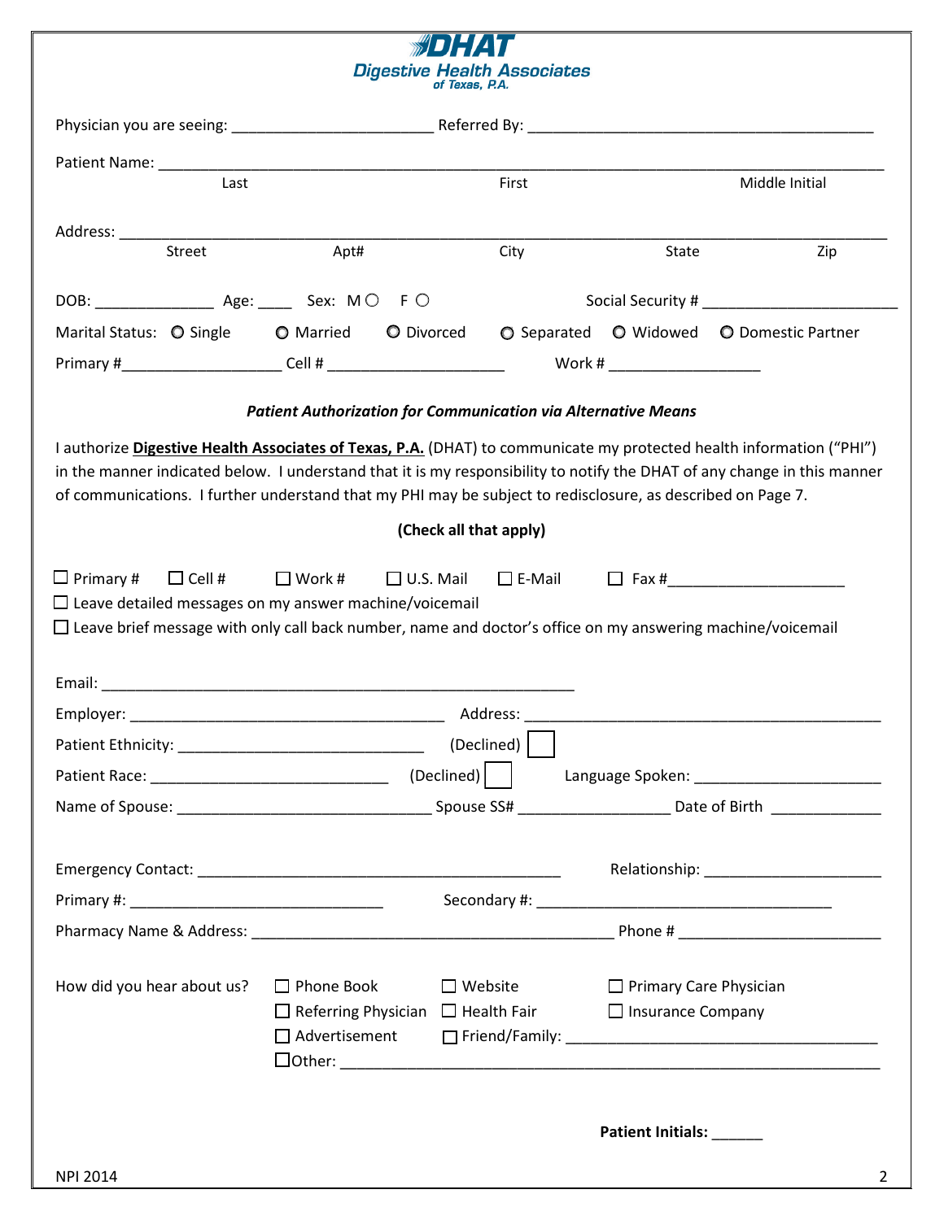# DHAT

**Digestive Health Associates of Texas, P.A.**

Physician you are seeing: ________________________ Referred By: ________________________________________

Patient Name: ______________________________________________________________________________
Last First Middle Initial

Address: _________________________________________________________________________________
Street Apt# City State Zip

DOB: ______________ Age: ____ Sex: M ○ F ○ Social Security # _______________________

Marital Status: ○ Single ○ Married ○ Divorced ○ Separated ○ Widowed ○ Domestic Partner

Primary #__________________ Cell # ____________________ Work # _________________

***Patient Authorization for Communication via Alternative Means***

I authorize **Digestive Health Associates of Texas, P.A.** (DHAT) to communicate my protected health information ("PHI") in the manner indicated below. I understand that it is my responsibility to notify the DHAT of any change in this manner of communications. I further understand that my PHI may be subject to redisclosure, as described on Page 7.

**(Check all that apply)**

☐ Primary # ☐ Cell # ☐ Work # ☐ U.S. Mail ☐ E-Mail ☐ Fax #____________________

☐ Leave detailed messages on my answer machine/voicemail

☐ Leave brief message with only call back number, name and doctor's office on my answering machine/voicemail

Email: _____________________________________________________

Employer: ____________________________________ Address: __________________________________________

Patient Ethnicity: _____________________________ (Declined) ☐

Patient Race: ____________________________ (Declined) ☐ Language Spoken: ______________________

Name of Spouse: ______________________________ Spouse SS# _________________ Date of Birth _____________

Emergency Contact: __________________________________________ Relationship: _____________________

Primary #: ______________________________ Secondary #: __________________________________

Pharmacy Name & Address: ___________________________________________ Phone # _______________________

How did you hear about us?

☐ Phone Book ☐ Website ☐ Primary Care Physician

☐ Referring Physician ☐ Health Fair ☐ Insurance Company

☐ Advertisement ☐ Friend/Family: ____________________________________

☐ Other: ______________________________________________________________

**Patient Initials:** ______

NPI 2014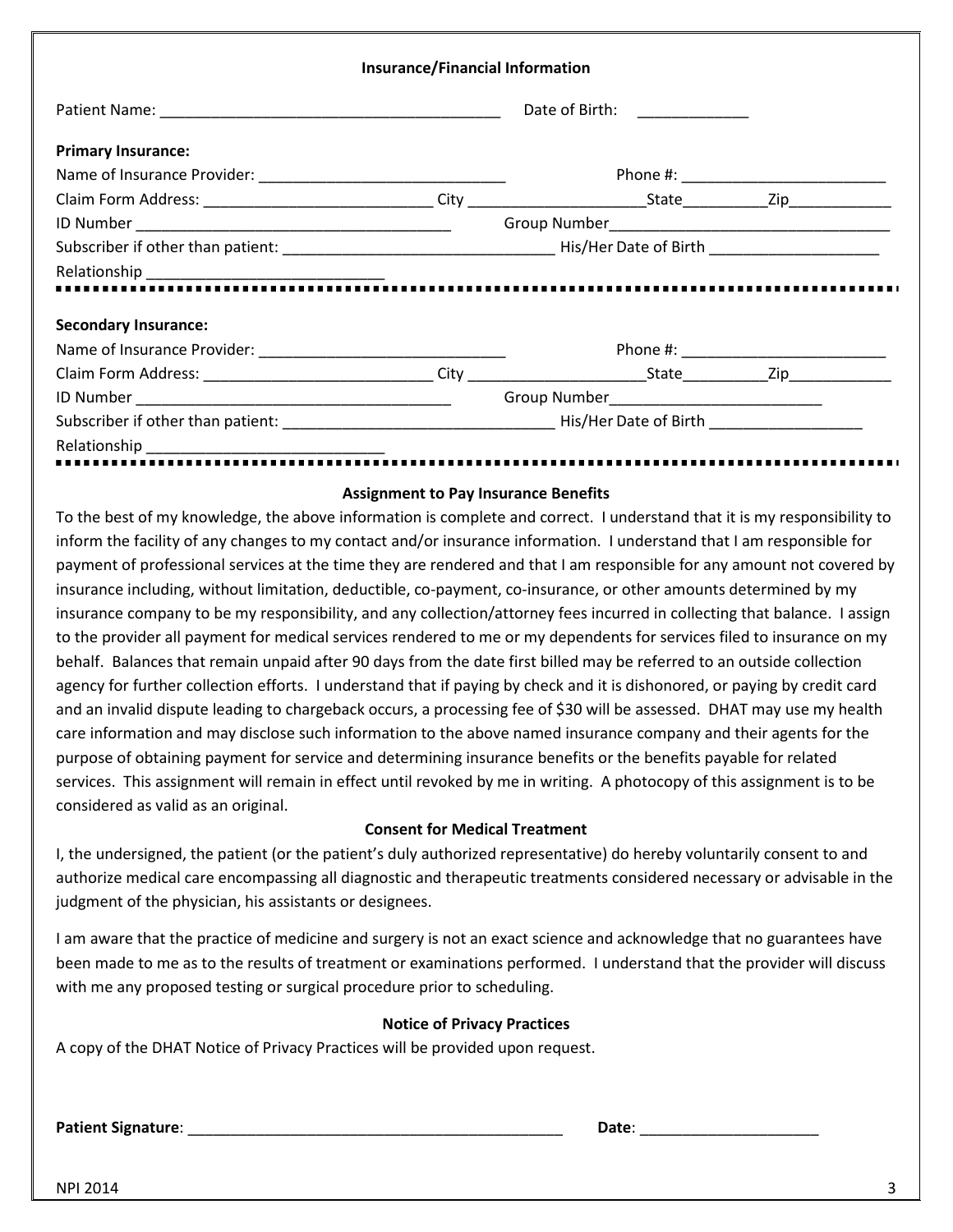## Insurance/Financial Information

Patient Name: ________________________________________ Date of Birth: _____________

**Primary Insurance:**

Name of Insurance Provider: _____________________________ Phone #: ________________________

Claim Form Address: ___________________________ City _____________________State__________Zip____________

ID Number _____________________________________ Group Number_________________________________

Subscriber if other than patient: ________________________________ His/Her Date of Birth ____________________

Relationship ____________________________

---

**Secondary Insurance:**

Name of Insurance Provider: _____________________________ Phone #: ________________________

Claim Form Address: ___________________________ City _____________________State__________Zip____________

ID Number _____________________________________ Group Number_________________________

Subscriber if other than patient: ________________________________ His/Her Date of Birth __________________

Relationship ____________________________

---

### Assignment to Pay Insurance Benefits

To the best of my knowledge, the above information is complete and correct. I understand that it is my responsibility to inform the facility of any changes to my contact and/or insurance information. I understand that I am responsible for payment of professional services at the time they are rendered and that I am responsible for any amount not covered by insurance including, without limitation, deductible, co-payment, co-insurance, or other amounts determined by my insurance company to be my responsibility, and any collection/attorney fees incurred in collecting that balance. I assign to the provider all payment for medical services rendered to me or my dependents for services filed to insurance on my behalf. Balances that remain unpaid after 90 days from the date first billed may be referred to an outside collection agency for further collection efforts. I understand that if paying by check and it is dishonored, or paying by credit card and an invalid dispute leading to chargeback occurs, a processing fee of $30 will be assessed. DHAT may use my health care information and may disclose such information to the above named insurance company and their agents for the purpose of obtaining payment for service and determining insurance benefits or the benefits payable for related services. This assignment will remain in effect until revoked by me in writing. A photocopy of this assignment is to be considered as valid as an original.

### Consent for Medical Treatment

I, the undersigned, the patient (or the patient's duly authorized representative) do hereby voluntarily consent to and authorize medical care encompassing all diagnostic and therapeutic treatments considered necessary or advisable in the judgment of the physician, his assistants or designees.

I am aware that the practice of medicine and surgery is not an exact science and acknowledge that no guarantees have been made to me as to the results of treatment or examinations performed. I understand that the provider will discuss with me any proposed testing or surgical procedure prior to scheduling.

### Notice of Privacy Practices

A copy of the DHAT Notice of Privacy Practices will be provided upon request.

**Patient Signature**: ____________________________________________ **Date**: ____________________

NPI 2014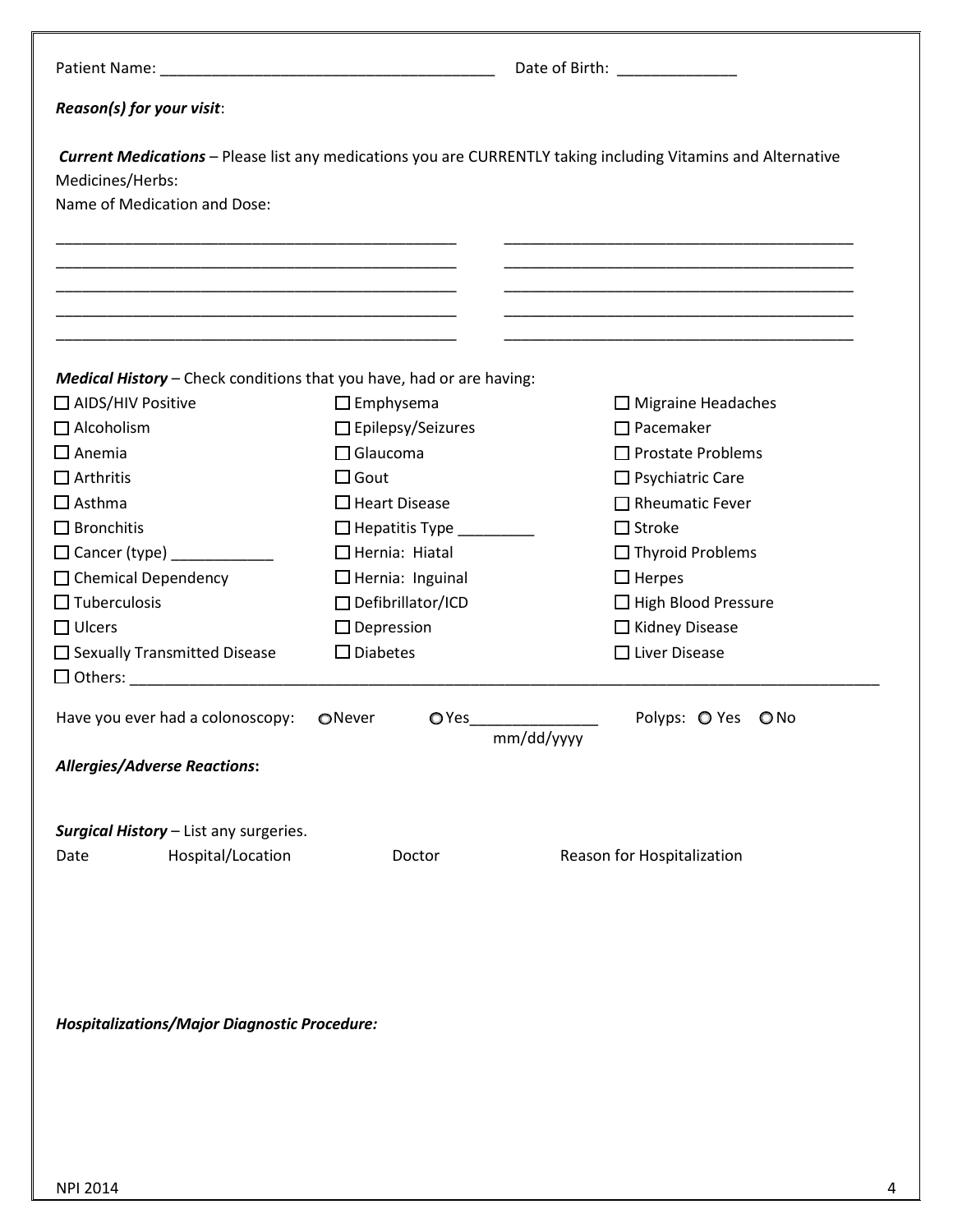Patient Name: _______________________________________ Date of Birth: _____________

***Reason(s) for your visit***:

***Current Medications*** – Please list any medications you are CURRENTLY taking including Vitamins and Alternative Medicines/Herbs:

Name of Medication and Dose:

_______________________________________________ _________________________________________
_______________________________________________ _________________________________________
_______________________________________________ _________________________________________
_______________________________________________ _________________________________________
_______________________________________________ _________________________________________

***Medical History*** – Check conditions that you have, had or are having:

| | | |
|---|---|---|
| ☐ AIDS/HIV Positive | ☐ Emphysema | ☐ Migraine Headaches |
| ☐ Alcoholism | ☐ Epilepsy/Seizures | ☐ Pacemaker |
| ☐ Anemia | ☐ Glaucoma | ☐ Prostate Problems |
| ☐ Arthritis | ☐ Gout | ☐ Psychiatric Care |
| ☐ Asthma | ☐ Heart Disease | ☐ Rheumatic Fever |
| ☐ Bronchitis | ☐ Hepatitis Type _________ | ☐ Stroke |
| ☐ Cancer (type) ____________ | ☐ Hernia: Hiatal | ☐ Thyroid Problems |
| ☐ Chemical Dependency | ☐ Hernia: Inguinal | ☐ Herpes |
| ☐ Tuberculosis | ☐ Defibrillator/ICD | ☐ High Blood Pressure |
| ☐ Ulcers | ☐ Depression | ☐ Kidney Disease |
| ☐ Sexually Transmitted Disease | ☐ Diabetes | ☐ Liver Disease |

☐ Others: ____________________________________________________________________________________________

Have you ever had a colonoscopy: ○ Never ○ Yes_______________ (mm/dd/yyyy) Polyps: ○ Yes ○ No

***Allergies/Adverse Reactions*:**

***Surgical History*** – List any surgeries.

| Date | Hospital/Location | Doctor | Reason for Hospitalization |
|---|---|---|---|

***Hospitalizations/Major Diagnostic Procedure:***

NPI 2014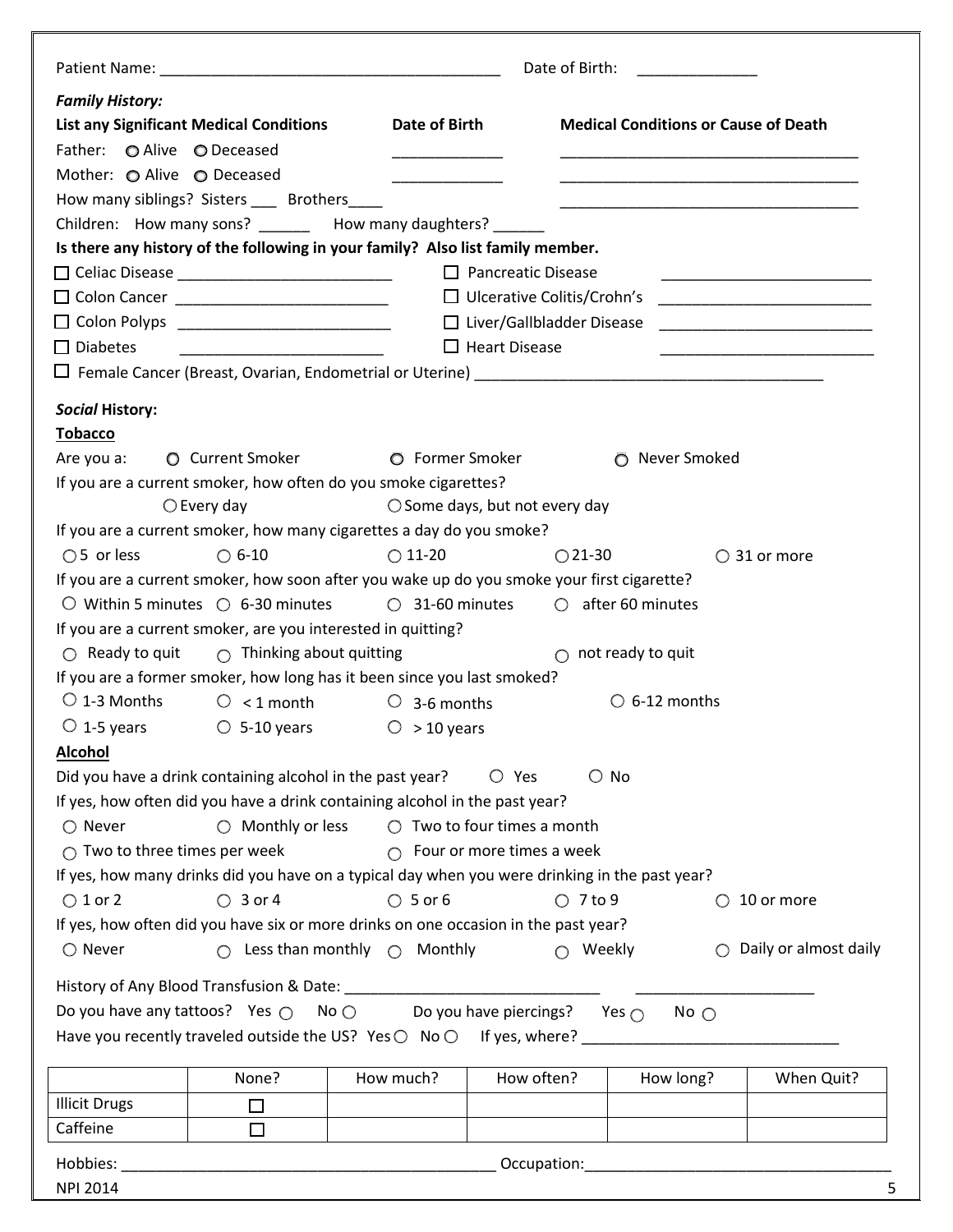Patient Name: ______________________________________ Date of Birth: ______________

***Family History:***

**List any Significant Medical Conditions** **Date of Birth** **Medical Conditions or Cause of Death**

Father: ○ Alive ○ Deceased _____________ ___________________________________

Mother: ○ Alive ○ Deceased _____________ ___________________________________

How many siblings? Sisters ___ Brothers____ ___________________________________

Children: How many sons? ______ How many daughters? ______

**Is there any history of the following in your family? Also list family member.**

☐ Celiac Disease ________________________ ☐ Pancreatic Disease ________________________

☐ Colon Cancer ________________________ ☐ Ulcerative Colitis/Crohn's ________________________

☐ Colon Polyps ________________________ ☐ Liver/Gallbladder Disease ________________________

☐ Diabetes ________________________ ☐ Heart Disease ________________________

☐ Female Cancer (Breast, Ovarian, Endometrial or Uterine) ________________________________________

***Social* History:**

**Tobacco**

Are you a: ○ Current Smoker ○ Former Smoker ○ Never Smoked

If you are a current smoker, how often do you smoke cigarettes?

○ Every day ○ Some days, but not every day

If you are a current smoker, how many cigarettes a day do you smoke?

○ 5 or less ○ 6-10 ○ 11-20 ○ 21-30 ○ 31 or more

If you are a current smoker, how soon after you wake up do you smoke your first cigarette?

○ Within 5 minutes ○ 6-30 minutes ○ 31-60 minutes ○ after 60 minutes

If you are a current smoker, are you interested in quitting?

○ Ready to quit ○ Thinking about quitting ○ not ready to quit

If you are a former smoker, how long has it been since you last smoked?

○ 1-3 Months ○ < 1 month ○ 3-6 months ○ 6-12 months

○ 1-5 years ○ 5-10 years ○ > 10 years

**Alcohol**

Did you have a drink containing alcohol in the past year? ○ Yes ○ No

If yes, how often did you have a drink containing alcohol in the past year?

○ Never ○ Monthly or less ○ Two to four times a month

○ Two to three times per week ○ Four or more times a week

If yes, how many drinks did you have on a typical day when you were drinking in the past year?

○ 1 or 2 ○ 3 or 4 ○ 5 or 6 ○ 7 to 9 ○ 10 or more

If yes, how often did you have six or more drinks on one occasion in the past year?

○ Never ○ Less than monthly ○ Monthly ○ Weekly ○ Daily or almost daily

History of Any Blood Transfusion & Date: ______________________________ ____________________

Do you have any tattoos? Yes ○ No ○ Do you have piercings? Yes ○ No ○

Have you recently traveled outside the US? Yes ○ No ○ If yes, where? ______________________________

| | None? | How much? | How often? | How long? | When Quit? |
|---|---|---|---|---|---|
| Illicit Drugs | ☐ | | | | |
| Caffeine | ☐ | | | | |

Hobbies: ____________________________________________ Occupation: ____________________________________

NPI 2014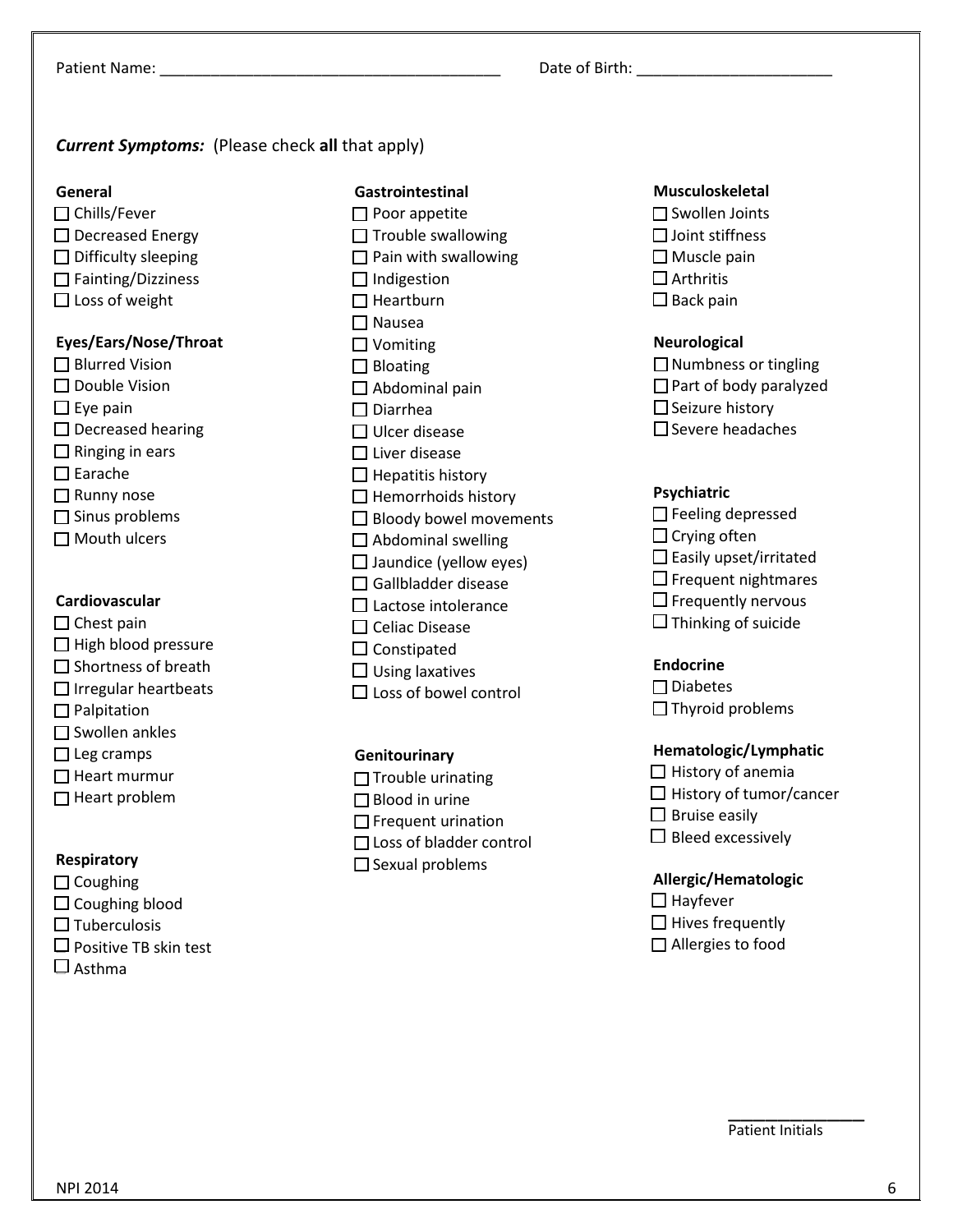Patient Name: _______________________________________ Date of Birth: ______________________

***Current Symptoms:*** (Please check **all** that apply)

**General**

- ☐ Chills/Fever
- ☐ Decreased Energy
- ☐ Difficulty sleeping
- ☐ Fainting/Dizziness
- ☐ Loss of weight

**Eyes/Ears/Nose/Throat**

- ☐ Blurred Vision
- ☐ Double Vision
- ☐ Eye pain
- ☐ Decreased hearing
- ☐ Ringing in ears
- ☐ Earache
- ☐ Runny nose
- ☐ Sinus problems
- ☐ Mouth ulcers

**Cardiovascular**

- ☐ Chest pain
- ☐ High blood pressure
- ☐ Shortness of breath
- ☐ Irregular heartbeats
- ☐ Palpitation
- ☐ Swollen ankles
- ☐ Leg cramps
- ☐ Heart murmur
- ☐ Heart problem

**Respiratory**

- ☐ Coughing
- ☐ Coughing blood
- ☐ Tuberculosis
- ☐ Positive TB skin test
- ☐ Asthma

**Gastrointestinal**

- ☐ Poor appetite
- ☐ Trouble swallowing
- ☐ Pain with swallowing
- ☐ Indigestion
- ☐ Heartburn
- ☐ Nausea
- ☐ Vomiting
- ☐ Bloating
- ☐ Abdominal pain
- ☐ Diarrhea
- ☐ Ulcer disease
- ☐ Liver disease
- ☐ Hepatitis history
- ☐ Hemorrhoids history
- ☐ Bloody bowel movements
- ☐ Abdominal swelling
- ☐ Jaundice (yellow eyes)
- ☐ Gallbladder disease
- ☐ Lactose intolerance
- ☐ Celiac Disease
- ☐ Constipated
- ☐ Using laxatives
- ☐ Loss of bowel control

**Genitourinary**

- ☐ Trouble urinating
- ☐ Blood in urine
- ☐ Frequent urination
- ☐ Loss of bladder control
- ☐ Sexual problems

**Musculoskeletal**

- ☐ Swollen Joints
- ☐ Joint stiffness
- ☐ Muscle pain
- ☐ Arthritis
- ☐ Back pain

**Neurological**

- ☐ Numbness or tingling
- ☐ Part of body paralyzed
- ☐ Seizure history
- ☐ Severe headaches

**Psychiatric**

- ☐ Feeling depressed
- ☐ Crying often
- ☐ Easily upset/irritated
- ☐ Frequent nightmares
- ☐ Frequently nervous
- ☐ Thinking of suicide

**Endocrine**

- ☐ Diabetes
- ☐ Thyroid problems

**Hematologic/Lymphatic**

- ☐ History of anemia
- ☐ History of tumor/cancer
- ☐ Bruise easily
- ☐ Bleed excessively

**Allergic/Hematologic**

- ☐ Hayfever
- ☐ Hives frequently
- ☐ Allergies to food

_______________
Patient Initials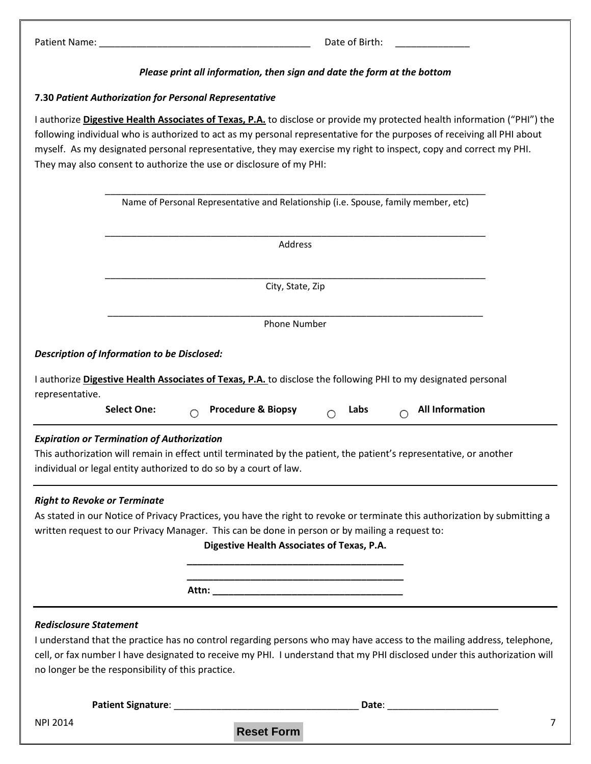Patient Name: ________________________________________ Date of Birth: ______________

***Please print all information, then sign and date the form at the bottom***

**7.30** ***Patient Authorization for Personal Representative***

I authorize **Digestive Health Associates of Texas, P.A.** to disclose or provide my protected health information ("PHI") the following individual who is authorized to act as my personal representative for the purposes of receiving all PHI about myself. As my designated personal representative, they may exercise my right to inspect, copy and correct my PHI. They may also consent to authorize the use or disclosure of my PHI:

_____________________________________________________________________________
Name of Personal Representative and Relationship (i.e. Spouse, family member, etc)

_____________________________________________________________________________
Address

_____________________________________________________________________________
City, State, Zip

_____________________________________________________________________________
Phone Number

***Description of Information to be Disclosed:***

I authorize **Digestive Health Associates of Texas, P.A.** to disclose the following PHI to my designated personal representative.

**Select One:** ○ **Procedure & Biopsy** ○ **Labs** ○ **All Information**

***Expiration or Termination of Authorization***

This authorization will remain in effect until terminated by the patient, the patient's representative, or another individual or legal entity authorized to do so by a court of law.

***Right to Revoke or Terminate***

As stated in our Notice of Privacy Practices, you have the right to revoke or terminate this authorization by submitting a written request to our Privacy Manager. This can be done in person or by mailing a request to:

**Digestive Health Associates of Texas, P.A.**

**__________________________________________**

**__________________________________________**

**Attn: ____________________________________**

***Redisclosure Statement***

I understand that the practice has no control regarding persons who may have access to the mailing address, telephone, cell, or fax number I have designated to receive my PHI. I understand that my PHI disclosed under this authorization will no longer be the responsibility of this practice.

**Patient Signature**: ___________________________________ **Date**: _____________________

NPI 2014

**Reset Form**